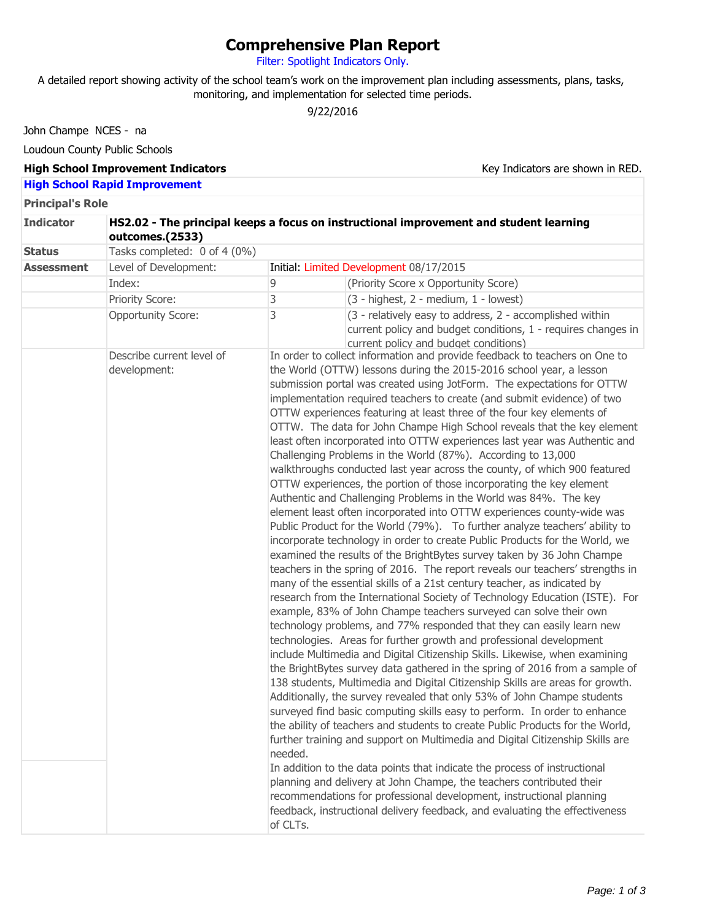# Comprehensive Plan Report

Filter: Spotlight Indicators Only.

A detailed report showing activity of the school team's work on the improvement plan including assessments, plans, tasks, monitoring, and implementation for selected time periods.

9/22/2016

John Champe NCES - na

Loudoun County Public Schools

**High School Improvement Indicators**

Key Indicators are shown in RED.

**High School Rapid Improvement**

**Principal's Role**

| | | | |
|---|---|---|---|
| **Indicator** | **HS2.02 - The principal keeps a focus on instructional improvement and student learning outcomes.(2533)** | | |
| **Status** | Tasks completed: 0 of 4 (0%) | | |
| **Assessment** | Level of Development: | Initial: Limited Development 08/17/2015 | |
| | Index: | 9 | (Priority Score x Opportunity Score) |
| | Priority Score: | 3 | (3 - highest, 2 - medium, 1 - lowest) |
| | Opportunity Score: | 3 | (3 - relatively easy to address, 2 - accomplished within current policy and budget conditions, 1 - requires changes in current policy and budget conditions) |
| | Describe current level of development: | In order to collect information and provide feedback to teachers on One to the World (OTTW) lessons during the 2015-2016 school year, a lesson submission portal was created using JotForm. The expectations for OTTW implementation required teachers to create (and submit evidence) of two OTTW experiences featuring at least three of the four key elements of OTTW. The data for John Champe High School reveals that the key element least often incorporated into OTTW experiences last year was Authentic and Challenging Problems in the World (87%). According to 13,000 walkthroughs conducted last year across the county, of which 900 featured OTTW experiences, the portion of those incorporating the key element Authentic and Challenging Problems in the World was 84%. The key element least often incorporated into OTTW experiences county-wide was Public Product for the World (79%). To further analyze teachers' ability to incorporate technology in order to create Public Products for the World, we examined the results of the BrightBytes survey taken by 36 John Champe teachers in the spring of 2016. The report reveals our teachers' strengths in many of the essential skills of a 21st century teacher, as indicated by research from the International Society of Technology Education (ISTE). For example, 83% of John Champe teachers surveyed can solve their own technology problems, and 77% responded that they can easily learn new technologies. Areas for further growth and professional development include Multimedia and Digital Citizenship Skills. Likewise, when examining the BrightBytes survey data gathered in the spring of 2016 from a sample of 138 students, Multimedia and Digital Citizenship Skills are areas for growth. Additionally, the survey revealed that only 53% of John Champe students surveyed find basic computing skills easy to perform. In order to enhance the ability of teachers and students to create Public Products for the World, further training and support on Multimedia and Digital Citizenship Skills are needed. | |
| | | In addition to the data points that indicate the process of instructional planning and delivery at John Champe, the teachers contributed their recommendations for professional development, instructional planning feedback, instructional delivery feedback, and evaluating the effectiveness of CLTs. | |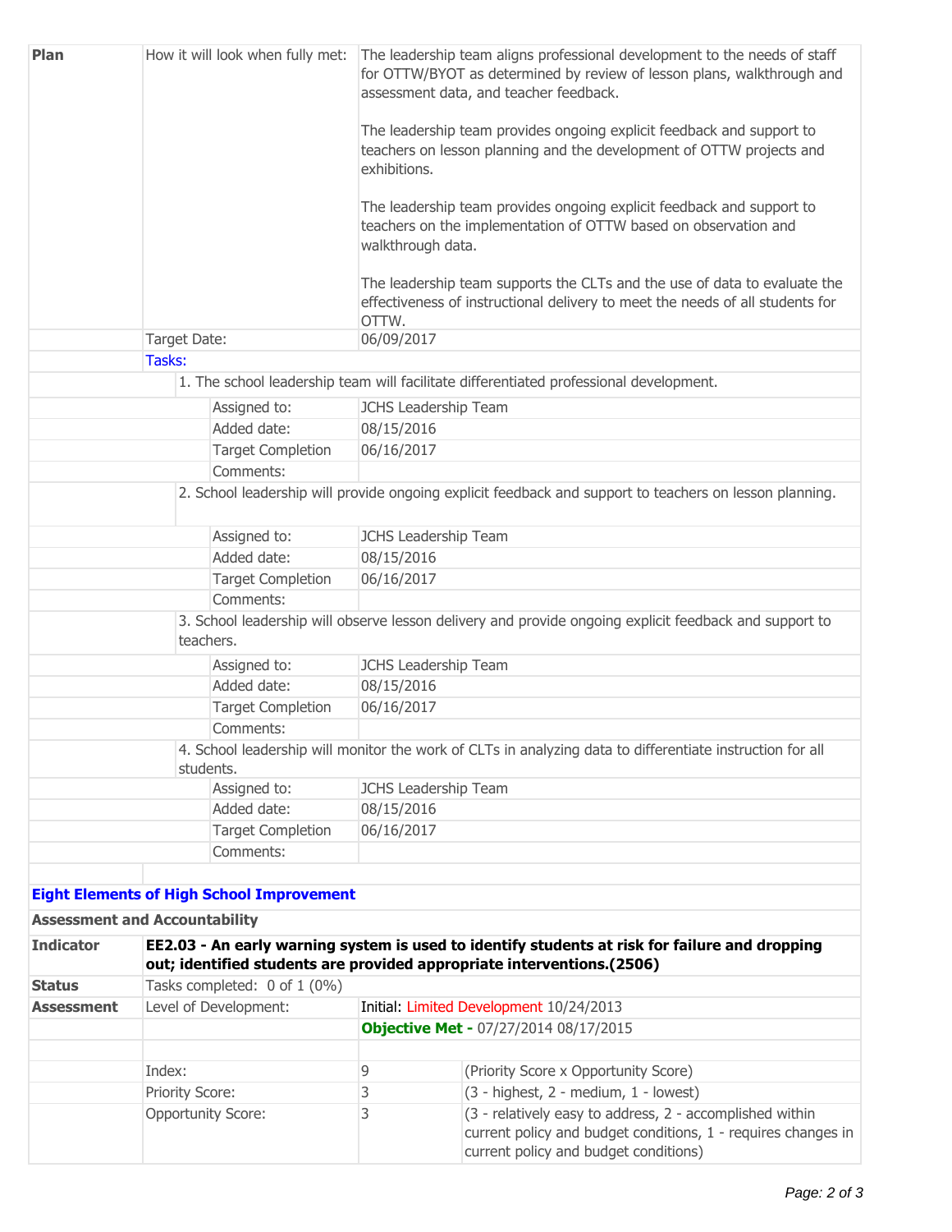| | | |
|---|---|---|
| **Plan** | How it will look when fully met: | The leadership team aligns professional development to the needs of staff for OTTW/BYOT as determined by review of lesson plans, walkthrough and assessment data, and teacher feedback.<br><br>The leadership team provides ongoing explicit feedback and support to teachers on lesson planning and the development of OTTW projects and exhibitions.<br><br>The leadership team provides ongoing explicit feedback and support to teachers on the implementation of OTTW based on observation and walkthrough data.<br><br>The leadership team supports the CLTs and the use of data to evaluate the effectiveness of instructional delivery to meet the needs of all students for OTTW. |
| | Target Date: | 06/09/2017 |

**Tasks:**

1. The school leadership team will facilitate differentiated professional development.

| | |
|---|---|
| Assigned to: | JCHS Leadership Team |
| Added date: | 08/15/2016 |
| Target Completion | 06/16/2017 |
| Comments: | |

2. School leadership will provide ongoing explicit feedback and support to teachers on lesson planning.

| | |
|---|---|
| Assigned to: | JCHS Leadership Team |
| Added date: | 08/15/2016 |
| Target Completion | 06/16/2017 |
| Comments: | |

3. School leadership will observe lesson delivery and provide ongoing explicit feedback and support to teachers.

| | |
|---|---|
| Assigned to: | JCHS Leadership Team |
| Added date: | 08/15/2016 |
| Target Completion | 06/16/2017 |
| Comments: | |

4. School leadership will monitor the work of CLTs in analyzing data to differentiate instruction for all students.

| | |
|---|---|
| Assigned to: | JCHS Leadership Team |
| Added date: | 08/15/2016 |
| Target Completion | 06/16/2017 |
| Comments: | |

## Eight Elements of High School Improvement

### Assessment and Accountability

| | | | |
|---|---|---|---|
| **Indicator** | **EE2.03 - An early warning system is used to identify students at risk for failure and dropping out; identified students are provided appropriate interventions.(2506)** | | |
| **Status** | Tasks completed: 0 of 1 (0%) | | |
| **Assessment** | Level of Development: | Initial: Limited Development 10/24/2013 | |
| | | **Objective Met -** 07/27/2014 08/17/2015 | |
| | Index: | 9 | (Priority Score x Opportunity Score) |
| | Priority Score: | 3 | (3 - highest, 2 - medium, 1 - lowest) |
| | Opportunity Score: | 3 | (3 - relatively easy to address, 2 - accomplished within current policy and budget conditions, 1 - requires changes in current policy and budget conditions) |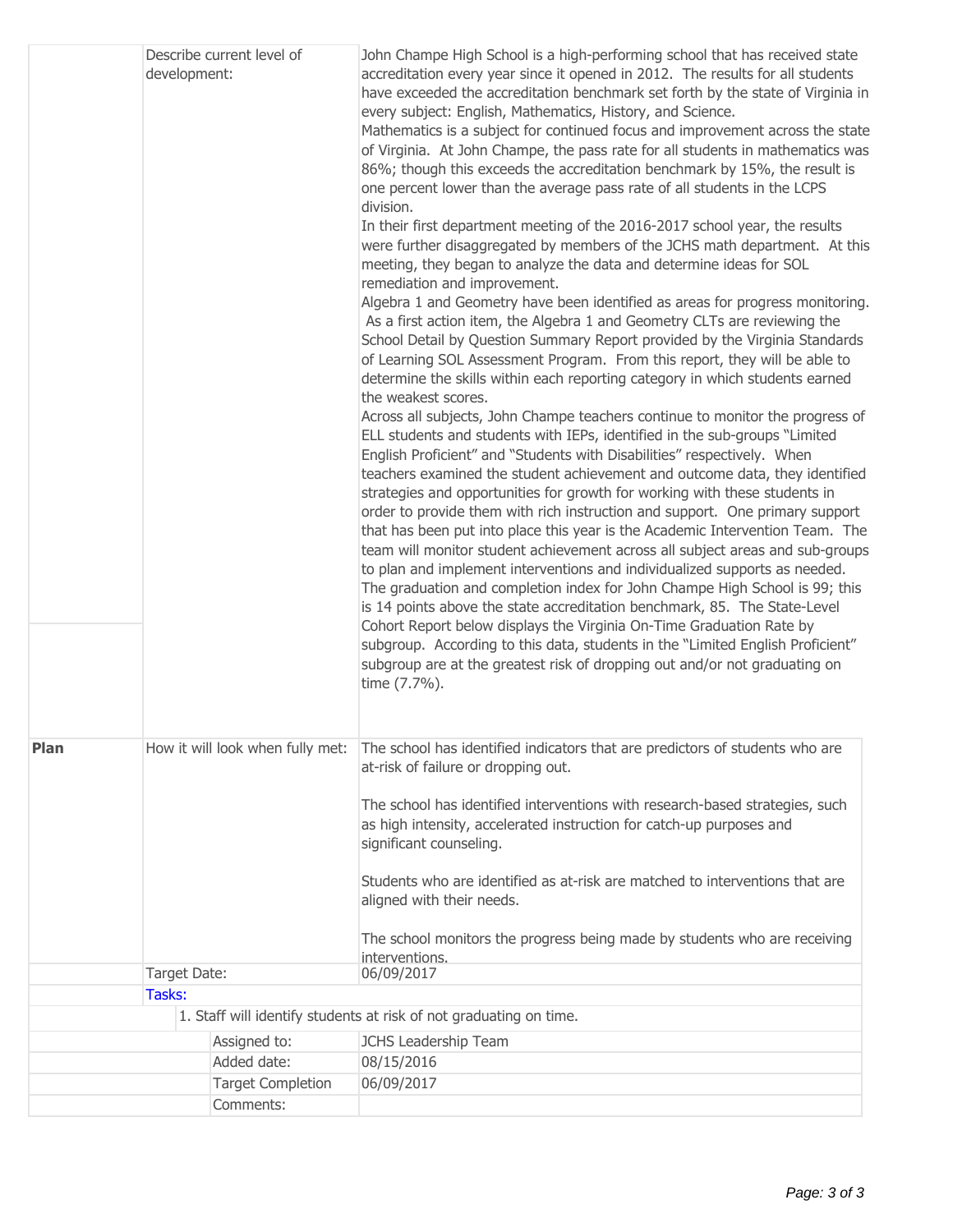| | | |
|---|---|---|
| | Describe current level of development: | John Champe High School is a high-performing school that has received state accreditation every year since it opened in 2012. The results for all students have exceeded the accreditation benchmark set forth by the state of Virginia in every subject: English, Mathematics, History, and Science.<br>Mathematics is a subject for continued focus and improvement across the state of Virginia. At John Champe, the pass rate for all students in mathematics was 86%; though this exceeds the accreditation benchmark by 15%, the result is one percent lower than the average pass rate of all students in the LCPS division.<br>In their first department meeting of the 2016-2017 school year, the results were further disaggregated by members of the JCHS math department. At this meeting, they began to analyze the data and determine ideas for SOL remediation and improvement.<br>Algebra 1 and Geometry have been identified as areas for progress monitoring. As a first action item, the Algebra 1 and Geometry CLTs are reviewing the School Detail by Question Summary Report provided by the Virginia Standards of Learning SOL Assessment Program. From this report, they will be able to determine the skills within each reporting category in which students earned the weakest scores.<br>Across all subjects, John Champe teachers continue to monitor the progress of ELL students and students with IEPs, identified in the sub-groups "Limited English Proficient" and "Students with Disabilities" respectively. When teachers examined the student achievement and outcome data, they identified strategies and opportunities for growth for working with these students in order to provide them with rich instruction and support. One primary support that has been put into place this year is the Academic Intervention Team. The team will monitor student achievement across all subject areas and sub-groups to plan and implement interventions and individualized supports as needed.<br>The graduation and completion index for John Champe High School is 99; this is 14 points above the state accreditation benchmark, 85. The State-Level Cohort Report below displays the Virginia On-Time Graduation Rate by subgroup. According to this data, students in the "Limited English Proficient" subgroup are at the greatest risk of dropping out and/or not graduating on time (7.7%). |
| **Plan** | How it will look when fully met: | The school has identified indicators that are predictors of students who are at-risk of failure or dropping out.<br><br>The school has identified interventions with research-based strategies, such as high intensity, accelerated instruction for catch-up purposes and significant counseling.<br><br>Students who are identified as at-risk are matched to interventions that are aligned with their needs.<br><br>The school monitors the progress being made by students who are receiving interventions. |
| | Target Date: | 06/09/2017 |
| | Tasks: | |
| | 1. Staff will identify students at risk of not graduating on time. | |
| | Assigned to: | JCHS Leadership Team |
| | Added date: | 08/15/2016 |
| | Target Completion | 06/09/2017 |
| | Comments: | |